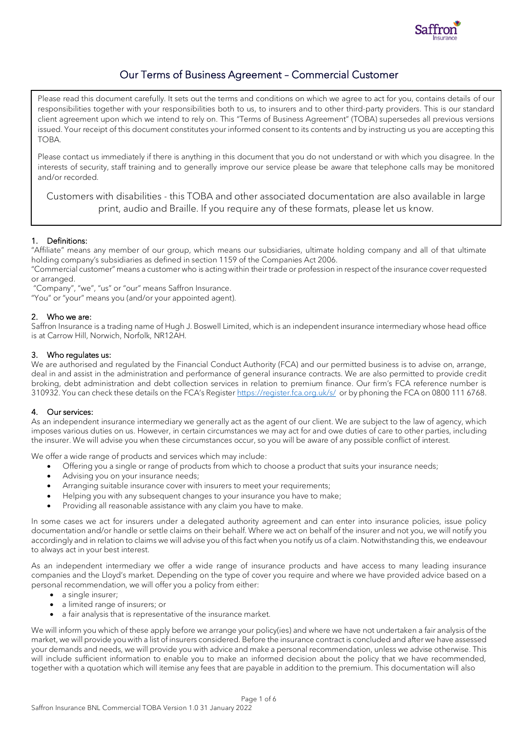# Our Terms of Business Agreement – Commercial Customer

Please read this document carefully. It sets out the terms and conditions on which we agree to act for you, contains details of our responsibilities together with your responsibilities both to us, to insurers and to other third-party providers. This is our standard client agreement upon which we intend to rely on. This "Terms of Business Agreement" (TOBA) supersedes all previous versions issued. Your receipt of this document constitutes your informed consent to its contents and by instructing us you are accepting this TOBA.

Please contact us immediately if there is anything in this document that you do not understand or with which you disagree. In the interests of security, staff training and to generally improve our service please be aware that telephone calls may be monitored and/or recorded.

Customers with disabilities - this TOBA and other associated documentation are also available in large print, audio and Braille. If you require any of these formats, please let us know.

## 1. Definitions:

"Affiliate" means any member of our group, which means our subsidiaries, ultimate holding company and all of that ultimate holding company's subsidiaries as defined in section 1159 of the Companies Act 2006.

"Commercial customer" means a customer who is acting within their trade or profession in respect of the insurance cover requested or arranged.

"Company", "we", "us" or "our" means Saffron Insurance.

"You" or "your" means you (and/or your appointed agent).

## 2. Who we are:

Saffron Insurance is a trading name of Hugh J. Boswell Limited, which is an independent insurance intermediary whose head office is at Carrow Hill, Norwich, Norfolk, NR12AH.

## 3. Who regulates us:

We are authorised and regulated by the Financial Conduct Authority (FCA) and our permitted business is to advise on, arrange, deal in and assist in the administration and performance of general insurance contracts. We are also permitted to provide credit broking, debt administration and debt collection services in relation to premium finance. Our firm's FCA reference number is 310932. You can check these details on the FCA's Register https://register.fca.org.uk/s/ or by phoning the FCA on 0800 111 6768.

## 4. Our services:

As an independent insurance intermediary we generally act as the agent of our client. We are subject to the law of agency, which imposes various duties on us. However, in certain circumstances we may act for and owe duties of care to other parties, including the insurer. We will advise you when these circumstances occur, so you will be aware of any possible conflict of interest.

We offer a wide range of products and services which may include:

- Offering you a single or range of products from which to choose a product that suits your insurance needs;
- Advising you on your insurance needs;
- Arranging suitable insurance cover with insurers to meet your requirements;
- Helping you with any subsequent changes to your insurance you have to make;
- Providing all reasonable assistance with any claim you have to make.

In some cases we act for insurers under a delegated authority agreement and can enter into insurance policies, issue policy documentation and/or handle or settle claims on their behalf. Where we act on behalf of the insurer and not you, we will notify you accordingly and in relation to claims we will advise you of this fact when you notify us of a claim. Notwithstanding this, we endeavour to always act in your best interest.

As an independent intermediary we offer a wide range of insurance products and have access to many leading insurance companies and the Lloyd's market. Depending on the type of cover you require and where we have provided advice based on a personal recommendation, we will offer you a policy from either:

- a single insurer;
- a limited range of insurers; or
- a fair analysis that is representative of the insurance market.

We will inform you which of these apply before we arrange your policy(ies) and where we have not undertaken a fair analysis of the market, we will provide you with a list of insurers considered. Before the insurance contract is concluded and after we have assessed your demands and needs, we will provide you with advice and make a personal recommendation, unless we advise otherwise. This will include sufficient information to enable you to make an informed decision about the policy that we have recommended, together with a quotation which will itemise any fees that are payable in addition to the premium. This documentation will also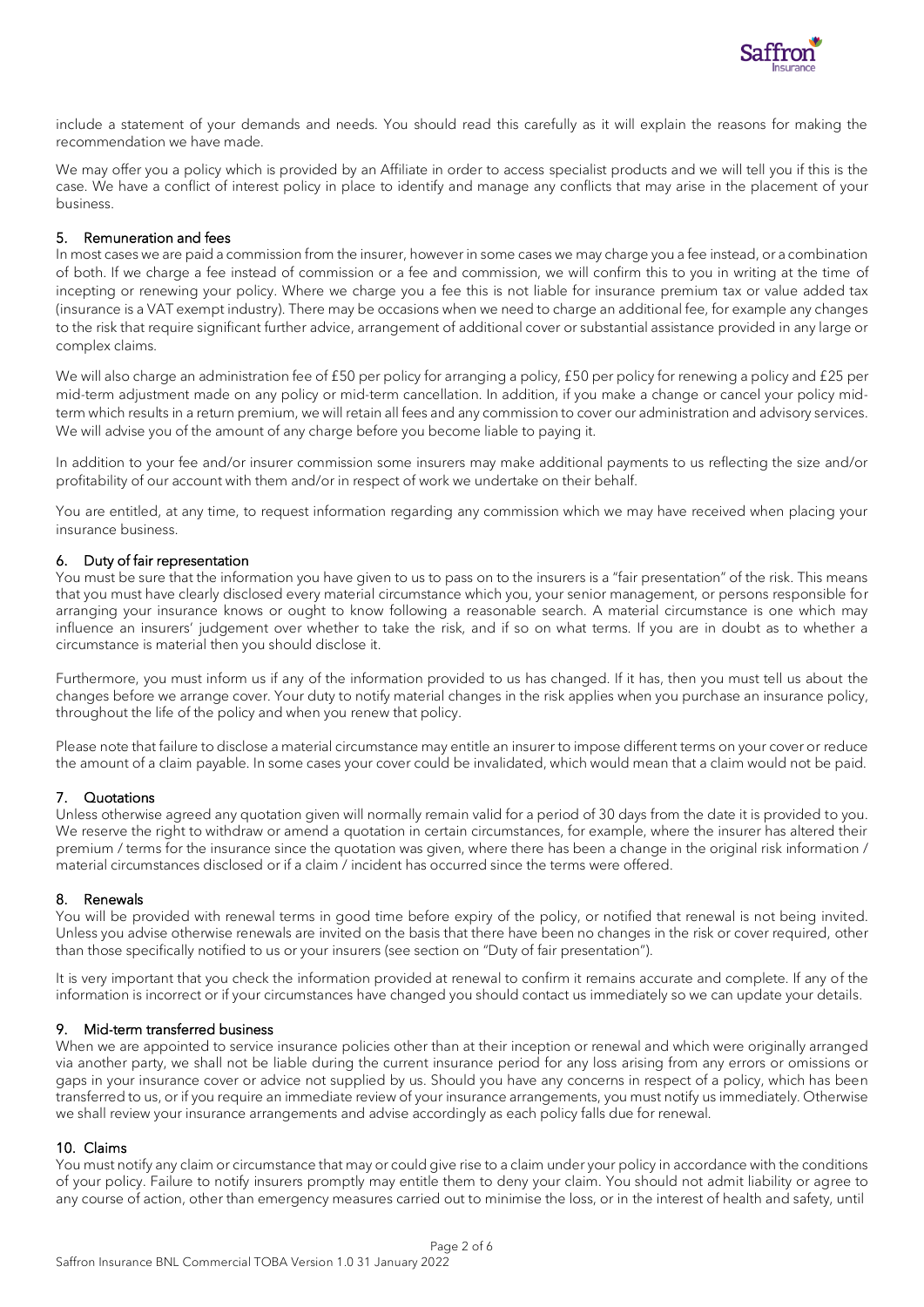include a statement of your demands and needs. You should read this carefully as it will explain the reasons for making the recommendation we have made.

We may offer you a policy which is provided by an Affiliate in order to access specialist products and we will tell you if this is the case. We have a conflict of interest policy in place to identify and manage any conflicts that may arise in the placement of your business.

## 5. Remuneration and fees

In most cases we are paid a commission from the insurer, however in some cases we may charge you a fee instead, or a combination of both. If we charge a fee instead of commission or a fee and commission, we will confirm this to you in writing at the time of incepting or renewing your policy. Where we charge you a fee this is not liable for insurance premium tax or value added tax (insurance is a VAT exempt industry). There may be occasions when we need to charge an additional fee, for example any changes to the risk that require significant further advice, arrangement of additional cover or substantial assistance provided in any large or complex claims.

We will also charge an administration fee of £50 per policy for arranging a policy, £50 per policy for renewing a policy and £25 per mid-term adjustment made on any policy or mid-term cancellation. In addition, if you make a change or cancel your policy mid-term which results in a return premium, we will retain all fees and any commission to cover our administration and advisory services. We will advise you of the amount of any charge before you become liable to paying it.

In addition to your fee and/or insurer commission some insurers may make additional payments to us reflecting the size and/or profitability of our account with them and/or in respect of work we undertake on their behalf.

You are entitled, at any time, to request information regarding any commission which we may have received when placing your insurance business.

## 6. Duty of fair representation

You must be sure that the information you have given to us to pass on to the insurers is a "fair presentation" of the risk. This means that you must have clearly disclosed every material circumstance which you, your senior management, or persons responsible for arranging your insurance knows or ought to know following a reasonable search. A material circumstance is one which may influence an insurers' judgement over whether to take the risk, and if so on what terms. If you are in doubt as to whether a circumstance is material then you should disclose it.

Furthermore, you must inform us if any of the information provided to us has changed. If it has, then you must tell us about the changes before we arrange cover. Your duty to notify material changes in the risk applies when you purchase an insurance policy, throughout the life of the policy and when you renew that policy.

Please note that failure to disclose a material circumstance may entitle an insurer to impose different terms on your cover or reduce the amount of a claim payable. In some cases your cover could be invalidated, which would mean that a claim would not be paid.

## 7. Quotations

Unless otherwise agreed any quotation given will normally remain valid for a period of 30 days from the date it is provided to you. We reserve the right to withdraw or amend a quotation in certain circumstances, for example, where the insurer has altered their premium / terms for the insurance since the quotation was given, where there has been a change in the original risk information / material circumstances disclosed or if a claim / incident has occurred since the terms were offered.

## 8. Renewals

You will be provided with renewal terms in good time before expiry of the policy, or notified that renewal is not being invited. Unless you advise otherwise renewals are invited on the basis that there have been no changes in the risk or cover required, other than those specifically notified to us or your insurers (see section on "Duty of fair presentation").

It is very important that you check the information provided at renewal to confirm it remains accurate and complete. If any of the information is incorrect or if your circumstances have changed you should contact us immediately so we can update your details.

## 9. Mid-term transferred business

When we are appointed to service insurance policies other than at their inception or renewal and which were originally arranged via another party, we shall not be liable during the current insurance period for any loss arising from any errors or omissions or gaps in your insurance cover or advice not supplied by us. Should you have any concerns in respect of a policy, which has been transferred to us, or if you require an immediate review of your insurance arrangements, you must notify us immediately. Otherwise we shall review your insurance arrangements and advise accordingly as each policy falls due for renewal.

## 10. Claims

You must notify any claim or circumstance that may or could give rise to a claim under your policy in accordance with the conditions of your policy. Failure to notify insurers promptly may entitle them to deny your claim. You should not admit liability or agree to any course of action, other than emergency measures carried out to minimise the loss, or in the interest of health and safety, until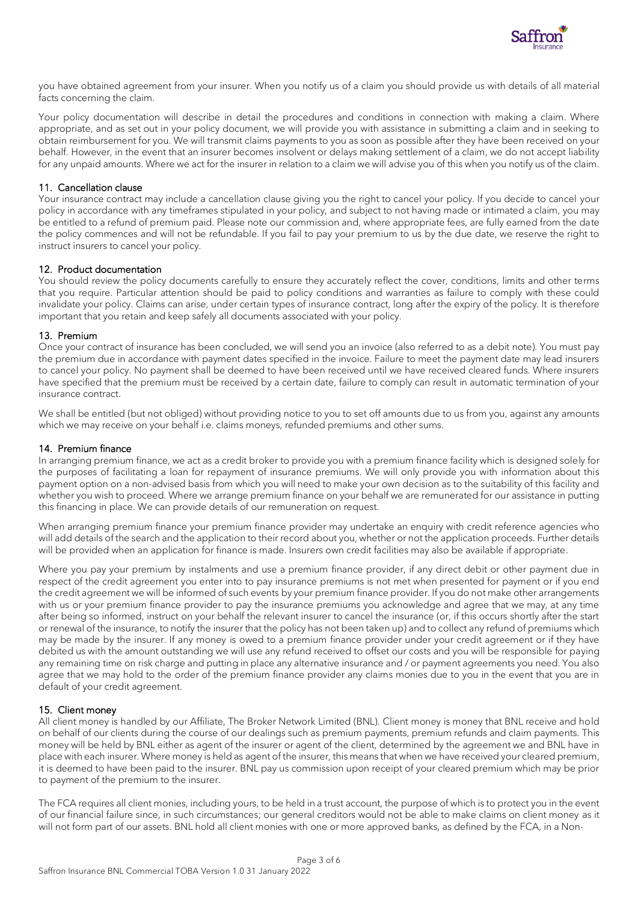you have obtained agreement from your insurer. When you notify us of a claim you should provide us with details of all material facts concerning the claim.

Your policy documentation will describe in detail the procedures and conditions in connection with making a claim. Where appropriate, and as set out in your policy document, we will provide you with assistance in submitting a claim and in seeking to obtain reimbursement for you. We will transmit claims payments to you as soon as possible after they have been received on your behalf. However, in the event that an insurer becomes insolvent or delays making settlement of a claim, we do not accept liability for any unpaid amounts. Where we act for the insurer in relation to a claim we will advise you of this when you notify us of the claim.

## 11. Cancellation clause

Your insurance contract may include a cancellation clause giving you the right to cancel your policy. If you decide to cancel your policy in accordance with any timeframes stipulated in your policy, and subject to not having made or intimated a claim, you may be entitled to a refund of premium paid. Please note our commission and, where appropriate fees, are fully earned from the date the policy commences and will not be refundable. If you fail to pay your premium to us by the due date, we reserve the right to instruct insurers to cancel your policy.

## 12. Product documentation

You should review the policy documents carefully to ensure they accurately reflect the cover, conditions, limits and other terms that you require. Particular attention should be paid to policy conditions and warranties as failure to comply with these could invalidate your policy. Claims can arise, under certain types of insurance contract, long after the expiry of the policy. It is therefore important that you retain and keep safely all documents associated with your policy.

## 13. Premium

Once your contract of insurance has been concluded, we will send you an invoice (also referred to as a debit note). You must pay the premium due in accordance with payment dates specified in the invoice. Failure to meet the payment date may lead insurers to cancel your policy. No payment shall be deemed to have been received until we have received cleared funds. Where insurers have specified that the premium must be received by a certain date, failure to comply can result in automatic termination of your insurance contract.

We shall be entitled (but not obliged) without providing notice to you to set off amounts due to us from you, against any amounts which we may receive on your behalf i.e. claims moneys, refunded premiums and other sums.

## 14. Premium finance

In arranging premium finance, we act as a credit broker to provide you with a premium finance facility which is designed solely for the purposes of facilitating a loan for repayment of insurance premiums. We will only provide you with information about this payment option on a non-advised basis from which you will need to make your own decision as to the suitability of this facility and whether you wish to proceed. Where we arrange premium finance on your behalf we are remunerated for our assistance in putting this financing in place. We can provide details of our remuneration on request.

When arranging premium finance your premium finance provider may undertake an enquiry with credit reference agencies who will add details of the search and the application to their record about you, whether or not the application proceeds. Further details will be provided when an application for finance is made. Insurers own credit facilities may also be available if appropriate.

Where you pay your premium by instalments and use a premium finance provider, if any direct debit or other payment due in respect of the credit agreement you enter into to pay insurance premiums is not met when presented for payment or if you end the credit agreement we will be informed of such events by your premium finance provider. If you do not make other arrangements with us or your premium finance provider to pay the insurance premiums you acknowledge and agree that we may, at any time after being so informed, instruct on your behalf the relevant insurer to cancel the insurance (or, if this occurs shortly after the start or renewal of the insurance, to notify the insurer that the policy has not been taken up) and to collect any refund of premiums which may be made by the insurer. If any money is owed to a premium finance provider under your credit agreement or if they have debited us with the amount outstanding we will use any refund received to offset our costs and you will be responsible for paying any remaining time on risk charge and putting in place any alternative insurance and / or payment agreements you need. You also agree that we may hold to the order of the premium finance provider any claims monies due to you in the event that you are in default of your credit agreement.

## 15. Client money

All client money is handled by our Affiliate, The Broker Network Limited (BNL). Client money is money that BNL receive and hold on behalf of our clients during the course of our dealings such as premium payments, premium refunds and claim payments. This money will be held by BNL either as agent of the insurer or agent of the client, determined by the agreement we and BNL have in place with each insurer. Where money is held as agent of the insurer, this means that when we have received your cleared premium, it is deemed to have been paid to the insurer. BNL pay us commission upon receipt of your cleared premium which may be prior to payment of the premium to the insurer.

The FCA requires all client monies, including yours, to be held in a trust account, the purpose of which is to protect you in the event of our financial failure since, in such circumstances; our general creditors would not be able to make claims on client money as it will not form part of our assets. BNL hold all client monies with one or more approved banks, as defined by the FCA, in a Non-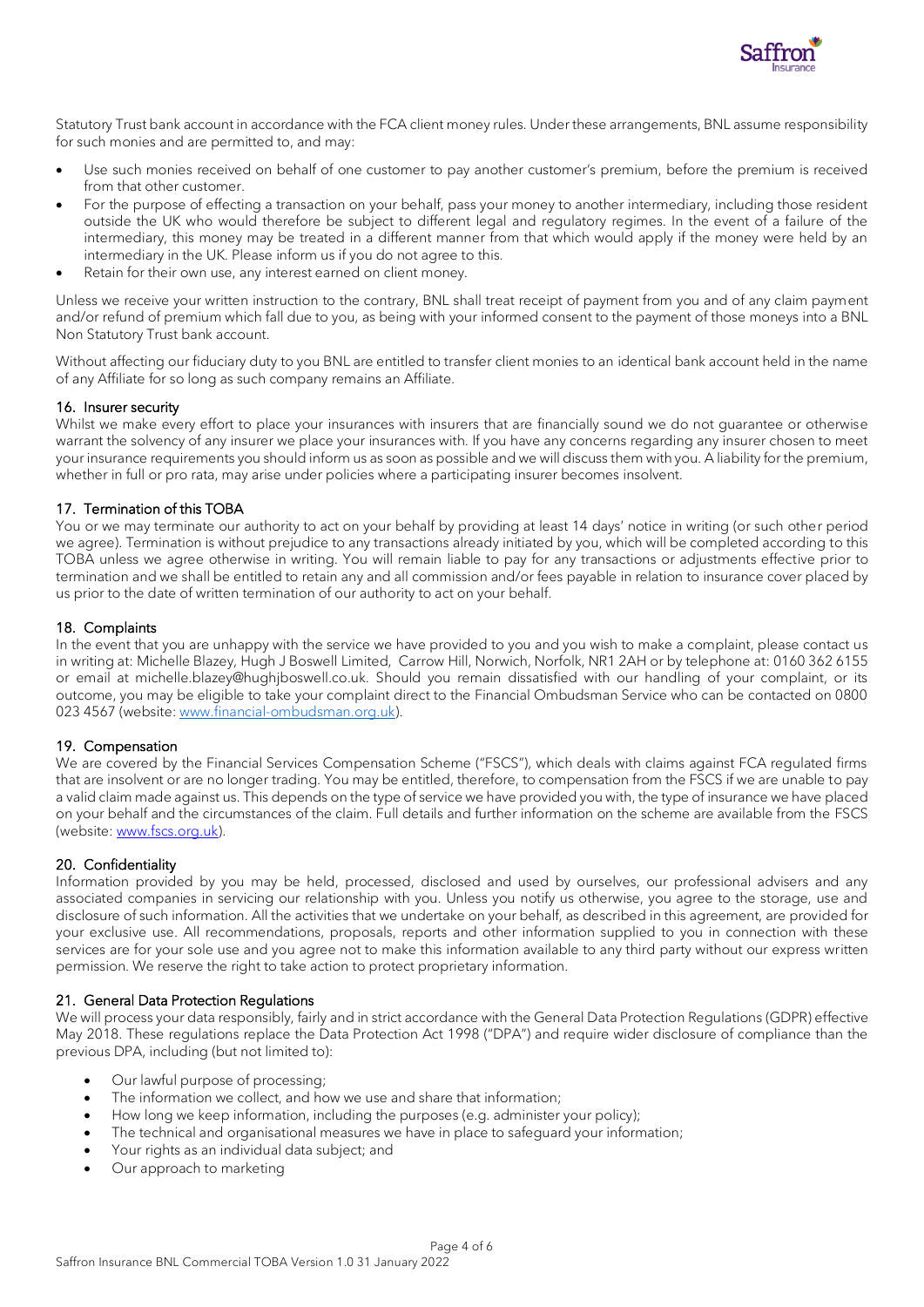Statutory Trust bank account in accordance with the FCA client money rules. Under these arrangements, BNL assume responsibility for such monies and are permitted to, and may:

- Use such monies received on behalf of one customer to pay another customer's premium, before the premium is received from that other customer.
- For the purpose of effecting a transaction on your behalf, pass your money to another intermediary, including those resident outside the UK who would therefore be subject to different legal and regulatory regimes. In the event of a failure of the intermediary, this money may be treated in a different manner from that which would apply if the money were held by an intermediary in the UK. Please inform us if you do not agree to this.
- Retain for their own use, any interest earned on client money.

Unless we receive your written instruction to the contrary, BNL shall treat receipt of payment from you and of any claim payment and/or refund of premium which fall due to you, as being with your informed consent to the payment of those moneys into a BNL Non Statutory Trust bank account.

Without affecting our fiduciary duty to you BNL are entitled to transfer client monies to an identical bank account held in the name of any Affiliate for so long as such company remains an Affiliate.

## 16. Insurer security

Whilst we make every effort to place your insurances with insurers that are financially sound we do not guarantee or otherwise warrant the solvency of any insurer we place your insurances with. If you have any concerns regarding any insurer chosen to meet your insurance requirements you should inform us as soon as possible and we will discuss them with you. A liability for the premium, whether in full or pro rata, may arise under policies where a participating insurer becomes insolvent.

## 17. Termination of this TOBA

You or we may terminate our authority to act on your behalf by providing at least 14 days' notice in writing (or such other period we agree). Termination is without prejudice to any transactions already initiated by you, which will be completed according to this TOBA unless we agree otherwise in writing. You will remain liable to pay for any transactions or adjustments effective prior to termination and we shall be entitled to retain any and all commission and/or fees payable in relation to insurance cover placed by us prior to the date of written termination of our authority to act on your behalf.

## 18. Complaints

In the event that you are unhappy with the service we have provided to you and you wish to make a complaint, please contact us in writing at: Michelle Blazey, Hugh J Boswell Limited, Carrow Hill, Norwich, Norfolk, NR1 2AH or by telephone at: 0160 362 6155 or email at michelle.blazey@hughjboswell.co.uk. Should you remain dissatisfied with our handling of your complaint, or its outcome, you may be eligible to take your complaint direct to the Financial Ombudsman Service who can be contacted on 0800 023 4567 (website: [www.financial-ombudsman.org.uk](www.financial-ombudsman.org.uk)).

## 19. Compensation

We are covered by the Financial Services Compensation Scheme ("FSCS"), which deals with claims against FCA regulated firms that are insolvent or are no longer trading. You may be entitled, therefore, to compensation from the FSCS if we are unable to pay a valid claim made against us. This depends on the type of service we have provided you with, the type of insurance we have placed on your behalf and the circumstances of the claim. Full details and further information on the scheme are available from the FSCS (website: [www.fscs.org.uk](www.fscs.org.uk)).

## 20. Confidentiality

Information provided by you may be held, processed, disclosed and used by ourselves, our professional advisers and any associated companies in servicing our relationship with you. Unless you notify us otherwise, you agree to the storage, use and disclosure of such information. All the activities that we undertake on your behalf, as described in this agreement, are provided for your exclusive use. All recommendations, proposals, reports and other information supplied to you in connection with these services are for your sole use and you agree not to make this information available to any third party without our express written permission. We reserve the right to take action to protect proprietary information.

## 21. General Data Protection Regulations

We will process your data responsibly, fairly and in strict accordance with the General Data Protection Regulations (GDPR) effective May 2018. These regulations replace the Data Protection Act 1998 ("DPA") and require wider disclosure of compliance than the previous DPA, including (but not limited to):

- Our lawful purpose of processing;
- The information we collect, and how we use and share that information;
- How long we keep information, including the purposes (e.g. administer your policy);
- The technical and organisational measures we have in place to safeguard your information;
- Your rights as an individual data subject; and
- Our approach to marketing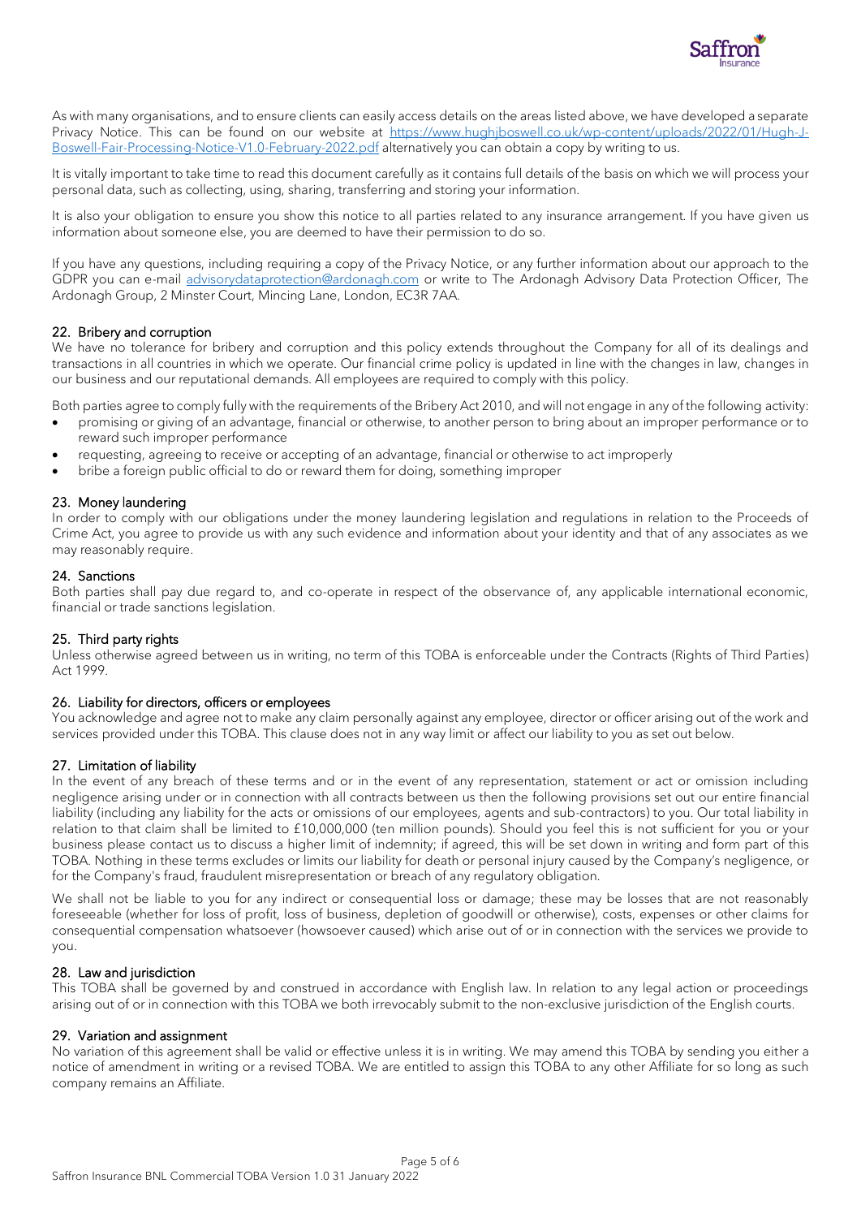As with many organisations, and to ensure clients can easily access details on the areas listed above, we have developed a separate Privacy Notice. This can be found on our website at [https://www.hughjboswell.co.uk/wp-content/uploads/2022/01/Hugh-J-Boswell-Fair-Processing-Notice-V1.0-February-2022.pdf](https://www.hughjboswell.co.uk/wp-content/uploads/2022/01/Hugh-J-Boswell-Fair-Processing-Notice-V1.0-February-2022.pdf) alternatively you can obtain a copy by writing to us.

It is vitally important to take time to read this document carefully as it contains full details of the basis on which we will process your personal data, such as collecting, using, sharing, transferring and storing your information.

It is also your obligation to ensure you show this notice to all parties related to any insurance arrangement. If you have given us information about someone else, you are deemed to have their permission to do so.

If you have any questions, including requiring a copy of the Privacy Notice, or any further information about our approach to the GDPR you can e-mail [advisorydataprotection@ardonagh.com](mailto:advisorydataprotection@ardonagh.com) or write to The Ardonagh Advisory Data Protection Officer, The Ardonagh Group, 2 Minster Court, Mincing Lane, London, EC3R 7AA.

## 22. Bribery and corruption

We have no tolerance for bribery and corruption and this policy extends throughout the Company for all of its dealings and transactions in all countries in which we operate. Our financial crime policy is updated in line with the changes in law, changes in our business and our reputational demands. All employees are required to comply with this policy.

Both parties agree to comply fully with the requirements of the Bribery Act 2010, and will not engage in any of the following activity:

- promising or giving of an advantage, financial or otherwise, to another person to bring about an improper performance or to reward such improper performance
- requesting, agreeing to receive or accepting of an advantage, financial or otherwise to act improperly
- bribe a foreign public official to do or reward them for doing, something improper

## 23. Money laundering

In order to comply with our obligations under the money laundering legislation and regulations in relation to the Proceeds of Crime Act, you agree to provide us with any such evidence and information about your identity and that of any associates as we may reasonably require.

## 24. Sanctions

Both parties shall pay due regard to, and co-operate in respect of the observance of, any applicable international economic, financial or trade sanctions legislation.

## 25. Third party rights

Unless otherwise agreed between us in writing, no term of this TOBA is enforceable under the Contracts (Rights of Third Parties) Act 1999.

## 26. Liability for directors, officers or employees

You acknowledge and agree not to make any claim personally against any employee, director or officer arising out of the work and services provided under this TOBA. This clause does not in any way limit or affect our liability to you as set out below.

## 27. Limitation of liability

In the event of any breach of these terms and or in the event of any representation, statement or act or omission including negligence arising under or in connection with all contracts between us then the following provisions set out our entire financial liability (including any liability for the acts or omissions of our employees, agents and sub-contractors) to you. Our total liability in relation to that claim shall be limited to £10,000,000 (ten million pounds). Should you feel this is not sufficient for you or your business please contact us to discuss a higher limit of indemnity; if agreed, this will be set down in writing and form part of this TOBA. Nothing in these terms excludes or limits our liability for death or personal injury caused by the Company's negligence, or for the Company's fraud, fraudulent misrepresentation or breach of any regulatory obligation.

We shall not be liable to you for any indirect or consequential loss or damage; these may be losses that are not reasonably foreseeable (whether for loss of profit, loss of business, depletion of goodwill or otherwise), costs, expenses or other claims for consequential compensation whatsoever (howsoever caused) which arise out of or in connection with the services we provide to you.

## 28. Law and jurisdiction

This TOBA shall be governed by and construed in accordance with English law. In relation to any legal action or proceedings arising out of or in connection with this TOBA we both irrevocably submit to the non-exclusive jurisdiction of the English courts.

## 29. Variation and assignment

No variation of this agreement shall be valid or effective unless it is in writing. We may amend this TOBA by sending you either a notice of amendment in writing or a revised TOBA. We are entitled to assign this TOBA to any other Affiliate for so long as such company remains an Affiliate.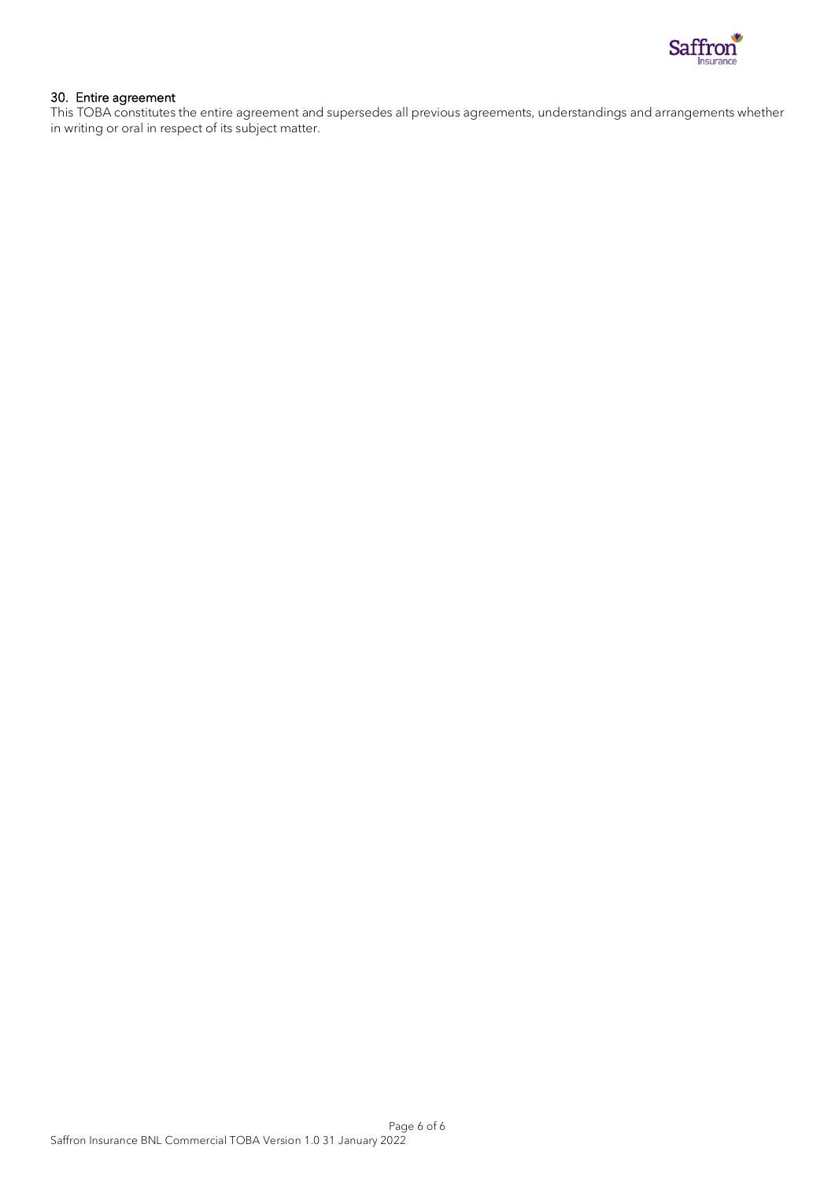## 30. Entire agreement

This TOBA constitutes the entire agreement and supersedes all previous agreements, understandings and arrangements whether in writing or oral in respect of its subject matter.